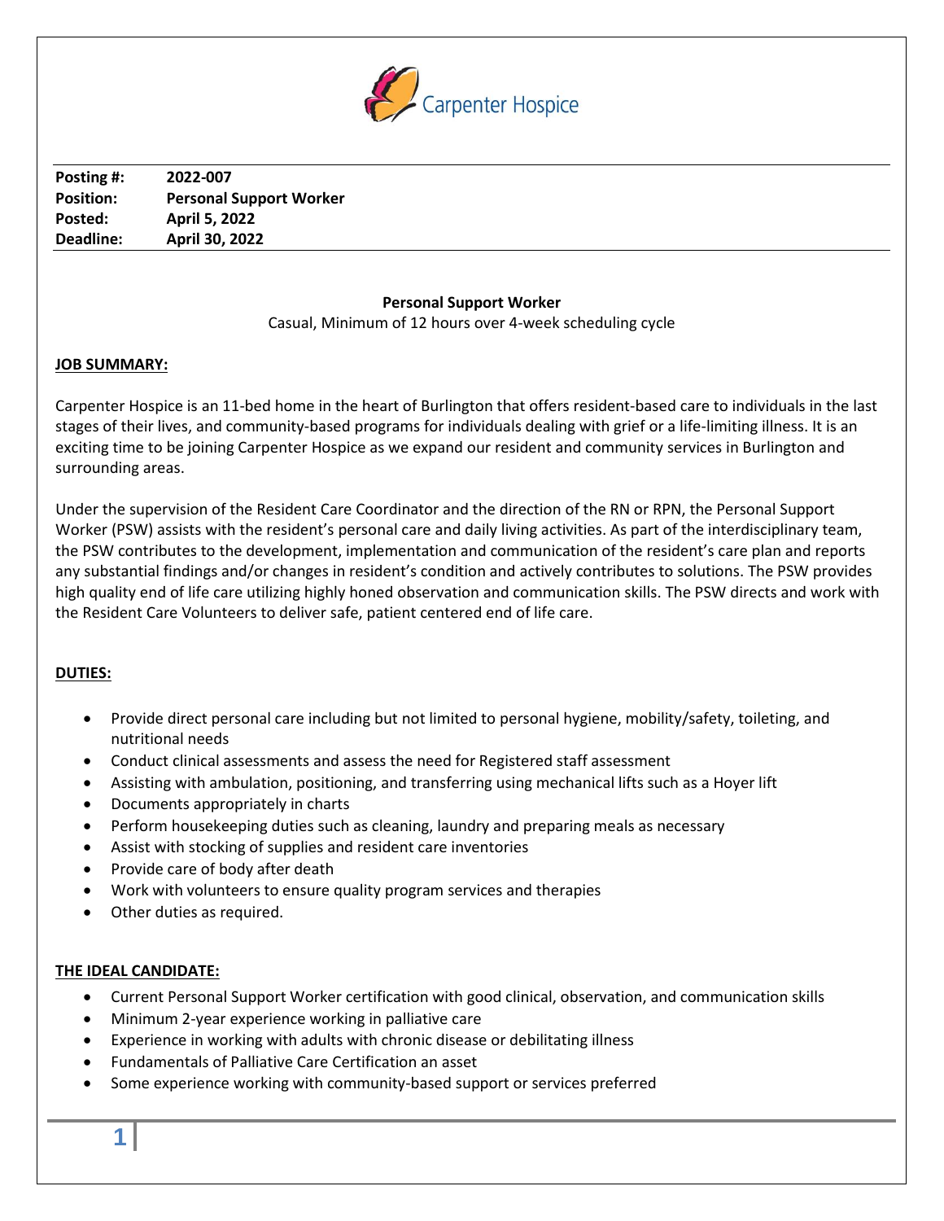Carpenter Hospice

| Posting #: | 2022-007 |
|---|---|
| Position: | Personal Support Worker |
| Posted: | April 5, 2022 |
| Deadline: | April 30, 2022 |

**Personal Support Worker**

Casual, Minimum of 12 hours over 4-week scheduling cycle

## JOB SUMMARY:

Carpenter Hospice is an 11-bed home in the heart of Burlington that offers resident-based care to individuals in the last stages of their lives, and community-based programs for individuals dealing with grief or a life-limiting illness. It is an exciting time to be joining Carpenter Hospice as we expand our resident and community services in Burlington and surrounding areas.

Under the supervision of the Resident Care Coordinator and the direction of the RN or RPN, the Personal Support Worker (PSW) assists with the resident's personal care and daily living activities. As part of the interdisciplinary team, the PSW contributes to the development, implementation and communication of the resident's care plan and reports any substantial findings and/or changes in resident's condition and actively contributes to solutions. The PSW provides high quality end of life care utilizing highly honed observation and communication skills. The PSW directs and work with the Resident Care Volunteers to deliver safe, patient centered end of life care.

## DUTIES:

- Provide direct personal care including but not limited to personal hygiene, mobility/safety, toileting, and nutritional needs
- Conduct clinical assessments and assess the need for Registered staff assessment
- Assisting with ambulation, positioning, and transferring using mechanical lifts such as a Hoyer lift
- Documents appropriately in charts
- Perform housekeeping duties such as cleaning, laundry and preparing meals as necessary
- Assist with stocking of supplies and resident care inventories
- Provide care of body after death
- Work with volunteers to ensure quality program services and therapies
- Other duties as required.

## THE IDEAL CANDIDATE:

- Current Personal Support Worker certification with good clinical, observation, and communication skills
- Minimum 2-year experience working in palliative care
- Experience in working with adults with chronic disease or debilitating illness
- Fundamentals of Palliative Care Certification an asset
- Some experience working with community-based support or services preferred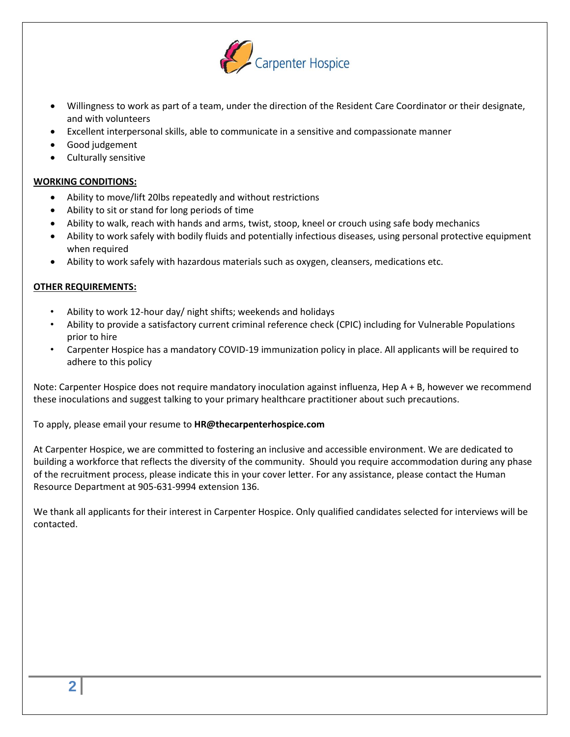- Willingness to work as part of a team, under the direction of the Resident Care Coordinator or their designate, and with volunteers
- Excellent interpersonal skills, able to communicate in a sensitive and compassionate manner
- Good judgement
- Culturally sensitive

**WORKING CONDITIONS:**

- Ability to move/lift 20lbs repeatedly and without restrictions
- Ability to sit or stand for long periods of time
- Ability to walk, reach with hands and arms, twist, stoop, kneel or crouch using safe body mechanics
- Ability to work safely with bodily fluids and potentially infectious diseases, using personal protective equipment when required
- Ability to work safely with hazardous materials such as oxygen, cleansers, medications etc.

**OTHER REQUIREMENTS:**

- Ability to work 12-hour day/ night shifts; weekends and holidays
- Ability to provide a satisfactory current criminal reference check (CPIC) including for Vulnerable Populations prior to hire
- Carpenter Hospice has a mandatory COVID-19 immunization policy in place. All applicants will be required to adhere to this policy

Note: Carpenter Hospice does not require mandatory inoculation against influenza, Hep A + B, however we recommend these inoculations and suggest talking to your primary healthcare practitioner about such precautions.

To apply, please email your resume to **HR@thecarpenterhospice.com**

At Carpenter Hospice, we are committed to fostering an inclusive and accessible environment. We are dedicated to building a workforce that reflects the diversity of the community. Should you require accommodation during any phase of the recruitment process, please indicate this in your cover letter. For any assistance, please contact the Human Resource Department at 905-631-9994 extension 136.

We thank all applicants for their interest in Carpenter Hospice. Only qualified candidates selected for interviews will be contacted.